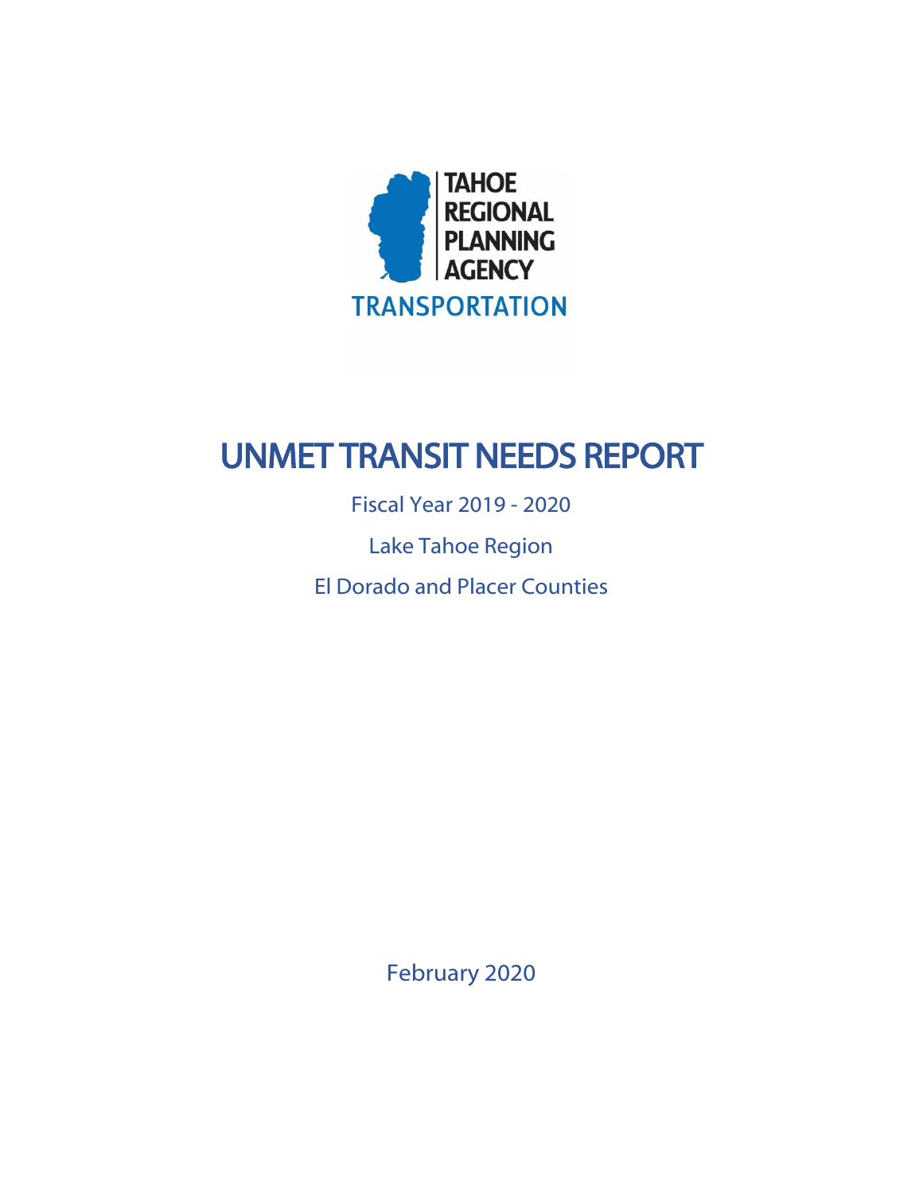TAHOE REGIONAL PLANNING AGENCY

TRANSPORTATION

# UNMET TRANSIT NEEDS REPORT

Fiscal Year 2019 - 2020

Lake Tahoe Region

El Dorado and Placer Counties

February 2020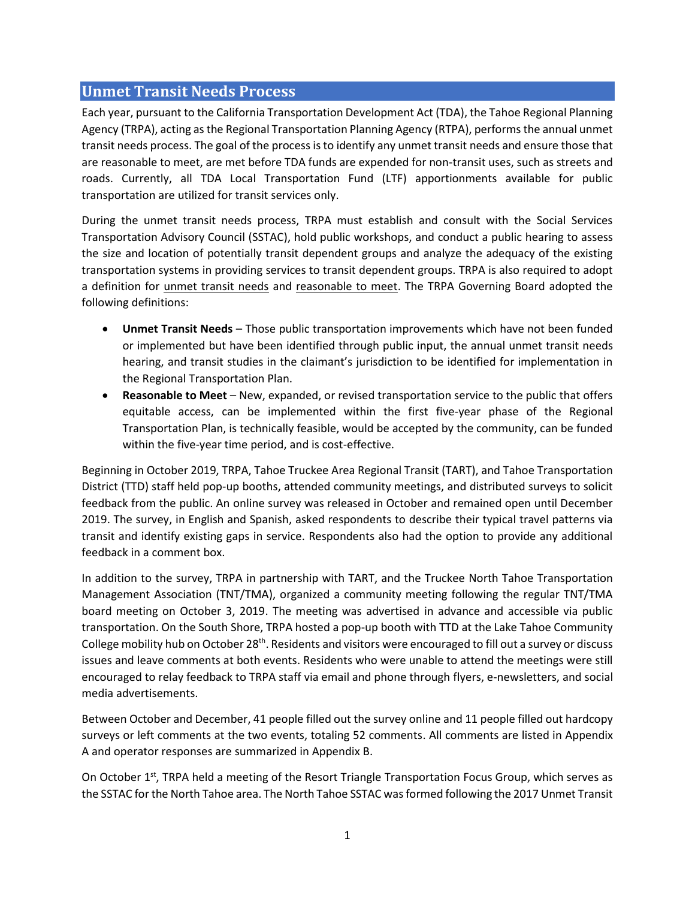## Unmet Transit Needs Process

Each year, pursuant to the California Transportation Development Act (TDA), the Tahoe Regional Planning Agency (TRPA), acting as the Regional Transportation Planning Agency (RTPA), performs the annual unmet transit needs process. The goal of the process is to identify any unmet transit needs and ensure those that are reasonable to meet, are met before TDA funds are expended for non-transit uses, such as streets and roads. Currently, all TDA Local Transportation Fund (LTF) apportionments available for public transportation are utilized for transit services only.

During the unmet transit needs process, TRPA must establish and consult with the Social Services Transportation Advisory Council (SSTAC), hold public workshops, and conduct a public hearing to assess the size and location of potentially transit dependent groups and analyze the adequacy of the existing transportation systems in providing services to transit dependent groups. TRPA is also required to adopt a definition for unmet transit needs and reasonable to meet. The TRPA Governing Board adopted the following definitions:

- **Unmet Transit Needs** – Those public transportation improvements which have not been funded or implemented but have been identified through public input, the annual unmet transit needs hearing, and transit studies in the claimant's jurisdiction to be identified for implementation in the Regional Transportation Plan.
- **Reasonable to Meet** – New, expanded, or revised transportation service to the public that offers equitable access, can be implemented within the first five-year phase of the Regional Transportation Plan, is technically feasible, would be accepted by the community, can be funded within the five-year time period, and is cost-effective.

Beginning in October 2019, TRPA, Tahoe Truckee Area Regional Transit (TART), and Tahoe Transportation District (TTD) staff held pop-up booths, attended community meetings, and distributed surveys to solicit feedback from the public. An online survey was released in October and remained open until December 2019. The survey, in English and Spanish, asked respondents to describe their typical travel patterns via transit and identify existing gaps in service. Respondents also had the option to provide any additional feedback in a comment box.

In addition to the survey, TRPA in partnership with TART, and the Truckee North Tahoe Transportation Management Association (TNT/TMA), organized a community meeting following the regular TNT/TMA board meeting on October 3, 2019. The meeting was advertised in advance and accessible via public transportation. On the South Shore, TRPA hosted a pop-up booth with TTD at the Lake Tahoe Community College mobility hub on October 28th. Residents and visitors were encouraged to fill out a survey or discuss issues and leave comments at both events. Residents who were unable to attend the meetings were still encouraged to relay feedback to TRPA staff via email and phone through flyers, e-newsletters, and social media advertisements.

Between October and December, 41 people filled out the survey online and 11 people filled out hardcopy surveys or left comments at the two events, totaling 52 comments. All comments are listed in Appendix A and operator responses are summarized in Appendix B.

On October 1st, TRPA held a meeting of the Resort Triangle Transportation Focus Group, which serves as the SSTAC for the North Tahoe area. The North Tahoe SSTAC was formed following the 2017 Unmet Transit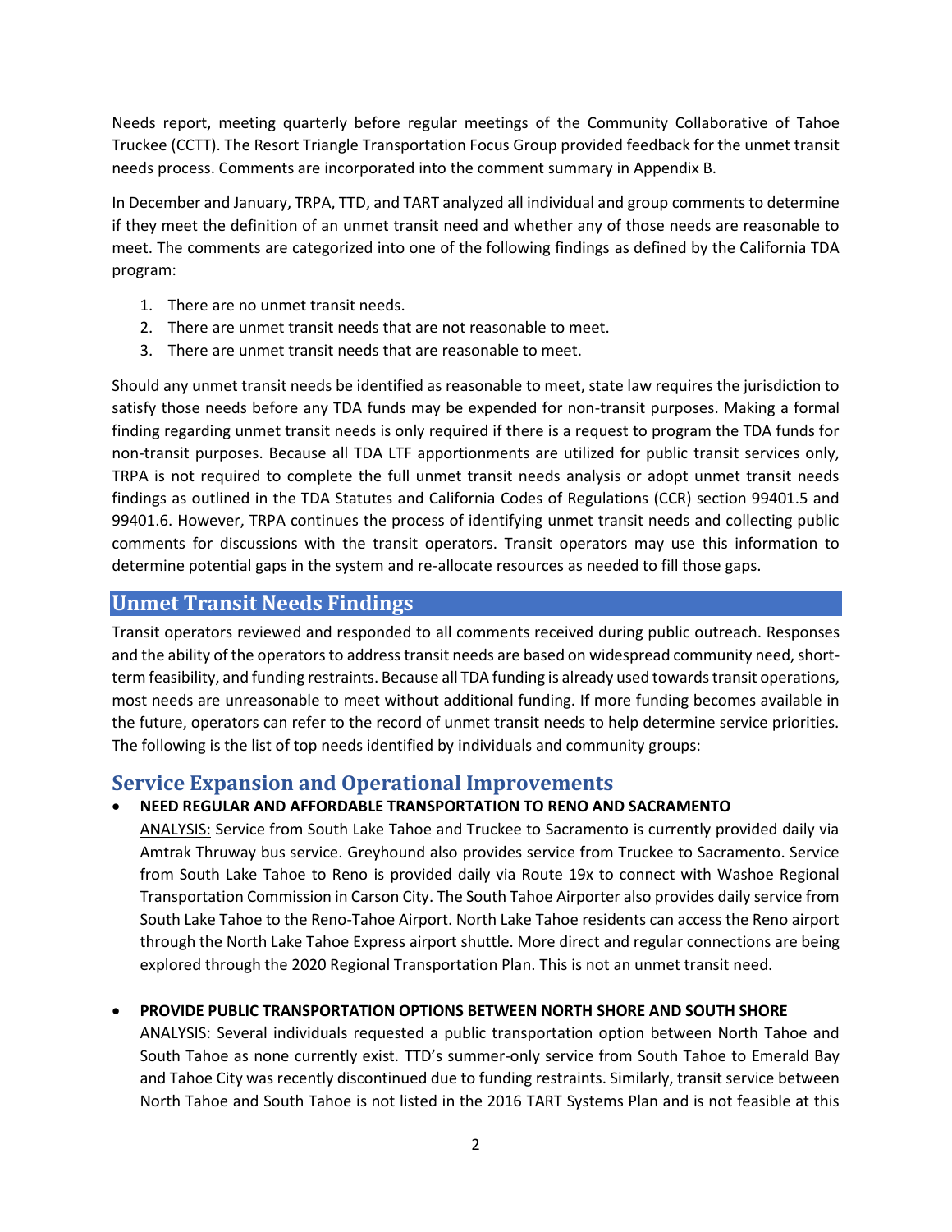Needs report, meeting quarterly before regular meetings of the Community Collaborative of Tahoe Truckee (CCTT). The Resort Triangle Transportation Focus Group provided feedback for the unmet transit needs process. Comments are incorporated into the comment summary in Appendix B.

In December and January, TRPA, TTD, and TART analyzed all individual and group comments to determine if they meet the definition of an unmet transit need and whether any of those needs are reasonable to meet. The comments are categorized into one of the following findings as defined by the California TDA program:

1. There are no unmet transit needs.
2. There are unmet transit needs that are not reasonable to meet.
3. There are unmet transit needs that are reasonable to meet.

Should any unmet transit needs be identified as reasonable to meet, state law requires the jurisdiction to satisfy those needs before any TDA funds may be expended for non-transit purposes. Making a formal finding regarding unmet transit needs is only required if there is a request to program the TDA funds for non-transit purposes. Because all TDA LTF apportionments are utilized for public transit services only, TRPA is not required to complete the full unmet transit needs analysis or adopt unmet transit needs findings as outlined in the TDA Statutes and California Codes of Regulations (CCR) section 99401.5 and 99401.6. However, TRPA continues the process of identifying unmet transit needs and collecting public comments for discussions with the transit operators. Transit operators may use this information to determine potential gaps in the system and re-allocate resources as needed to fill those gaps.

## Unmet Transit Needs Findings

Transit operators reviewed and responded to all comments received during public outreach. Responses and the ability of the operators to address transit needs are based on widespread community need, short-term feasibility, and funding restraints. Because all TDA funding is already used towards transit operations, most needs are unreasonable to meet without additional funding. If more funding becomes available in the future, operators can refer to the record of unmet transit needs to help determine service priorities. The following is the list of top needs identified by individuals and community groups:

### Service Expansion and Operational Improvements

- **NEED REGULAR AND AFFORDABLE TRANSPORTATION TO RENO AND SACRAMENTO**
  ANALYSIS: Service from South Lake Tahoe and Truckee to Sacramento is currently provided daily via Amtrak Thruway bus service. Greyhound also provides service from Truckee to Sacramento. Service from South Lake Tahoe to Reno is provided daily via Route 19x to connect with Washoe Regional Transportation Commission in Carson City. The South Tahoe Airporter also provides daily service from South Lake Tahoe to the Reno-Tahoe Airport. North Lake Tahoe residents can access the Reno airport through the North Lake Tahoe Express airport shuttle. More direct and regular connections are being explored through the 2020 Regional Transportation Plan. This is not an unmet transit need.

- **PROVIDE PUBLIC TRANSPORTATION OPTIONS BETWEEN NORTH SHORE AND SOUTH SHORE**
  ANALYSIS: Several individuals requested a public transportation option between North Tahoe and South Tahoe as none currently exist. TTD's summer-only service from South Tahoe to Emerald Bay and Tahoe City was recently discontinued due to funding restraints. Similarly, transit service between North Tahoe and South Tahoe is not listed in the 2016 TART Systems Plan and is not feasible at this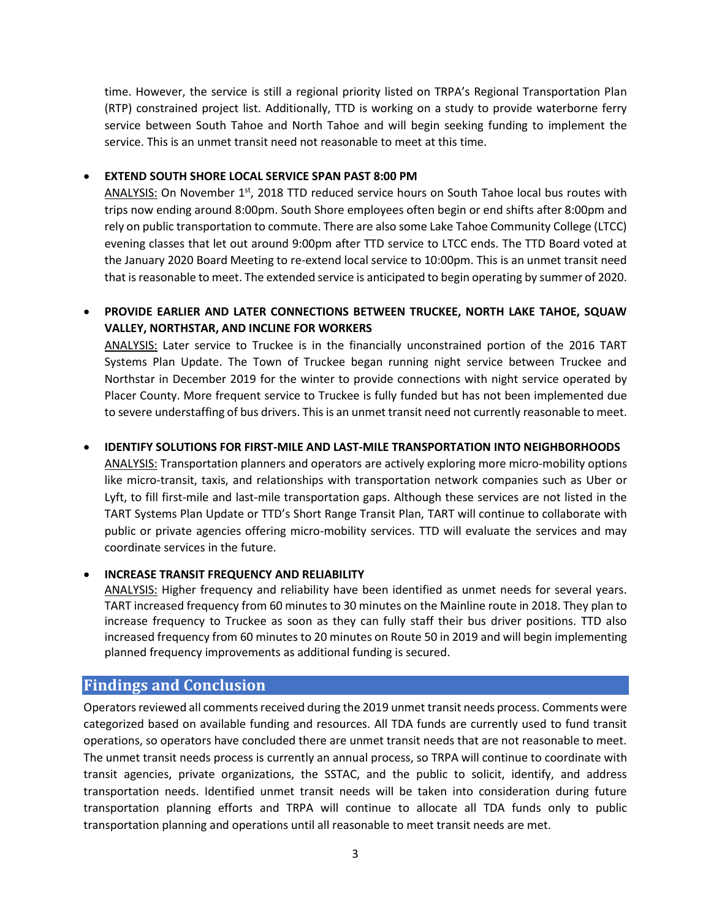time. However, the service is still a regional priority listed on TRPA's Regional Transportation Plan (RTP) constrained project list. Additionally, TTD is working on a study to provide waterborne ferry service between South Tahoe and North Tahoe and will begin seeking funding to implement the service. This is an unmet transit need not reasonable to meet at this time.

- **EXTEND SOUTH SHORE LOCAL SERVICE SPAN PAST 8:00 PM**
  ANALYSIS: On November 1st, 2018 TTD reduced service hours on South Tahoe local bus routes with trips now ending around 8:00pm. South Shore employees often begin or end shifts after 8:00pm and rely on public transportation to commute. There are also some Lake Tahoe Community College (LTCC) evening classes that let out around 9:00pm after TTD service to LTCC ends. The TTD Board voted at the January 2020 Board Meeting to re-extend local service to 10:00pm. This is an unmet transit need that is reasonable to meet. The extended service is anticipated to begin operating by summer of 2020.

- **PROVIDE EARLIER AND LATER CONNECTIONS BETWEEN TRUCKEE, NORTH LAKE TAHOE, SQUAW VALLEY, NORTHSTAR, AND INCLINE FOR WORKERS**
  ANALYSIS: Later service to Truckee is in the financially unconstrained portion of the 2016 TART Systems Plan Update. The Town of Truckee began running night service between Truckee and Northstar in December 2019 for the winter to provide connections with night service operated by Placer County. More frequent service to Truckee is fully funded but has not been implemented due to severe understaffing of bus drivers. This is an unmet transit need not currently reasonable to meet.

- **IDENTIFY SOLUTIONS FOR FIRST-MILE AND LAST-MILE TRANSPORTATION INTO NEIGHBORHOODS**
  ANALYSIS: Transportation planners and operators are actively exploring more micro-mobility options like micro-transit, taxis, and relationships with transportation network companies such as Uber or Lyft, to fill first-mile and last-mile transportation gaps. Although these services are not listed in the TART Systems Plan Update or TTD's Short Range Transit Plan, TART will continue to collaborate with public or private agencies offering micro-mobility services. TTD will evaluate the services and may coordinate services in the future.

- **INCREASE TRANSIT FREQUENCY AND RELIABILITY**
  ANALYSIS: Higher frequency and reliability have been identified as unmet needs for several years. TART increased frequency from 60 minutes to 30 minutes on the Mainline route in 2018. They plan to increase frequency to Truckee as soon as they can fully staff their bus driver positions. TTD also increased frequency from 60 minutes to 20 minutes on Route 50 in 2019 and will begin implementing planned frequency improvements as additional funding is secured.

## Findings and Conclusion

Operators reviewed all comments received during the 2019 unmet transit needs process. Comments were categorized based on available funding and resources. All TDA funds are currently used to fund transit operations, so operators have concluded there are unmet transit needs that are not reasonable to meet. The unmet transit needs process is currently an annual process, so TRPA will continue to coordinate with transit agencies, private organizations, the SSTAC, and the public to solicit, identify, and address transportation needs. Identified unmet transit needs will be taken into consideration during future transportation planning efforts and TRPA will continue to allocate all TDA funds only to public transportation planning and operations until all reasonable to meet transit needs are met.